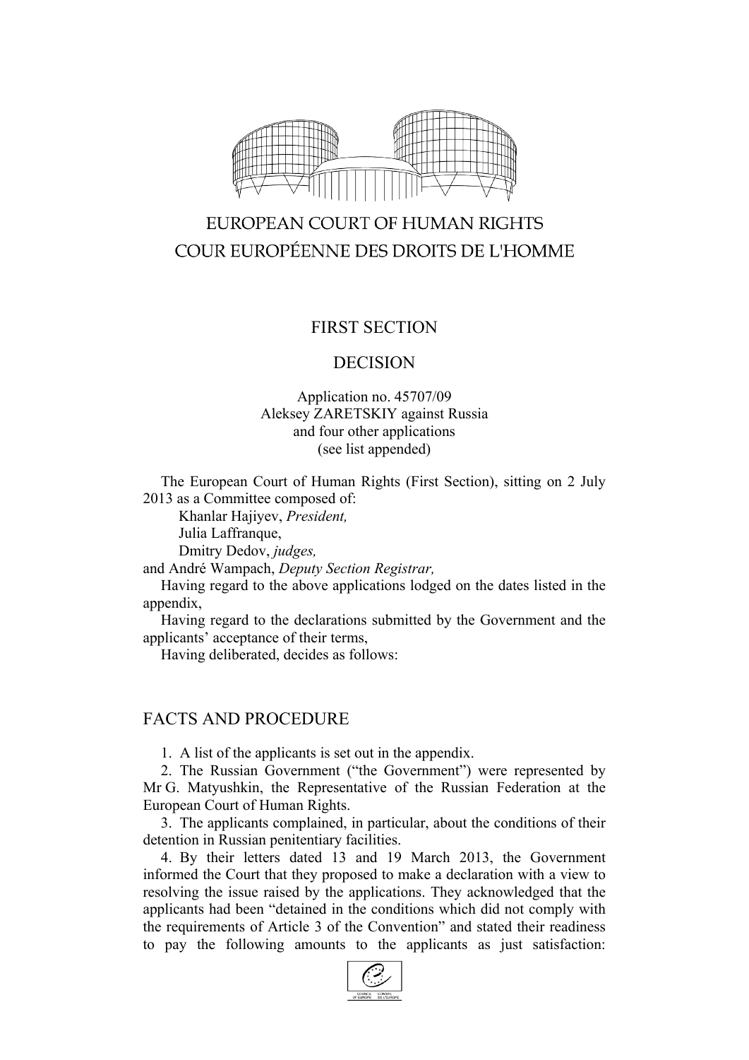EUROPEAN COURT OF HUMAN RIGHTS
COUR EUROPÉENNE DES DROITS DE L'HOMME

FIRST SECTION

DECISION

Application no. 45707/09
Aleksey ZARETSKIY against Russia
and four other applications
(see list appended)

The European Court of Human Rights (First Section), sitting on 2 July 2013 as a Committee composed of:

Khanlar Hajiyev, *President,*
Julia Laffranque,
Dmitry Dedov, *judges,*
and André Wampach, *Deputy Section Registrar,*

Having regard to the above applications lodged on the dates listed in the appendix,

Having regard to the declarations submitted by the Government and the applicants' acceptance of their terms,

Having deliberated, decides as follows:

## FACTS AND PROCEDURE

1. A list of the applicants is set out in the appendix.

2. The Russian Government ("the Government") were represented by Mr G. Matyushkin, the Representative of the Russian Federation at the European Court of Human Rights.

3. The applicants complained, in particular, about the conditions of their detention in Russian penitentiary facilities.

4. By their letters dated 13 and 19 March 2013, the Government informed the Court that they proposed to make a declaration with a view to resolving the issue raised by the applications. They acknowledged that the applicants had been "detained in the conditions which did not comply with the requirements of Article 3 of the Convention" and stated their readiness to pay the following amounts to the applicants as just satisfaction: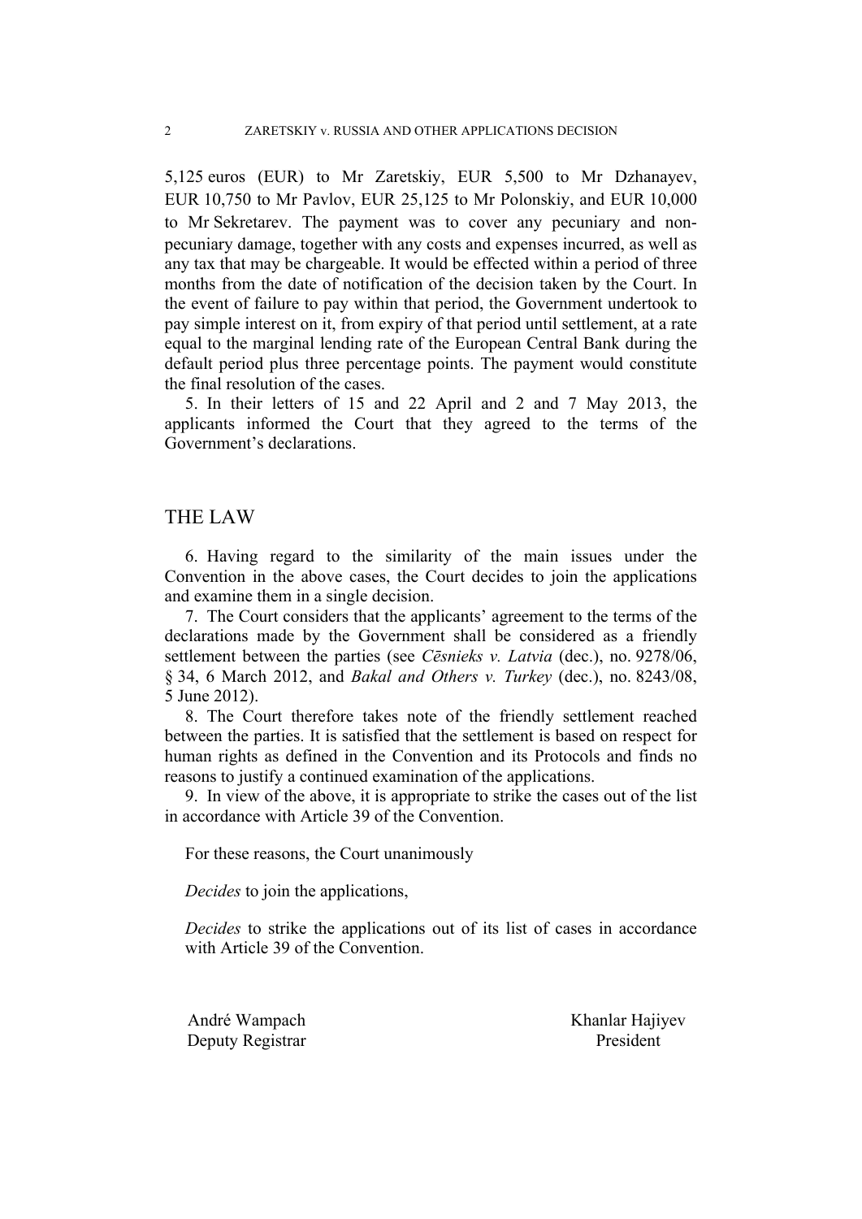5,125 euros (EUR) to Mr Zaretskiy, EUR 5,500 to Mr Dzhanayev, EUR 10,750 to Mr Pavlov, EUR 25,125 to Mr Polonskiy, and EUR 10,000 to Mr Sekretarev. The payment was to cover any pecuniary and non-pecuniary damage, together with any costs and expenses incurred, as well as any tax that may be chargeable. It would be effected within a period of three months from the date of notification of the decision taken by the Court. In the event of failure to pay within that period, the Government undertook to pay simple interest on it, from expiry of that period until settlement, at a rate equal to the marginal lending rate of the European Central Bank during the default period plus three percentage points. The payment would constitute the final resolution of the cases.

5. In their letters of 15 and 22 April and 2 and 7 May 2013, the applicants informed the Court that they agreed to the terms of the Government's declarations.

## THE LAW

6. Having regard to the similarity of the main issues under the Convention in the above cases, the Court decides to join the applications and examine them in a single decision.

7. The Court considers that the applicants' agreement to the terms of the declarations made by the Government shall be considered as a friendly settlement between the parties (see *Cēsnieks v. Latvia* (dec.), no. 9278/06, § 34, 6 March 2012, and *Bakal and Others v. Turkey* (dec.), no. 8243/08, 5 June 2012).

8. The Court therefore takes note of the friendly settlement reached between the parties. It is satisfied that the settlement is based on respect for human rights as defined in the Convention and its Protocols and finds no reasons to justify a continued examination of the applications.

9. In view of the above, it is appropriate to strike the cases out of the list in accordance with Article 39 of the Convention.

For these reasons, the Court unanimously

*Decides* to join the applications,

*Decides* to strike the applications out of its list of cases in accordance with Article 39 of the Convention.

André Wampach
Deputy Registrar

Khanlar Hajiyev
President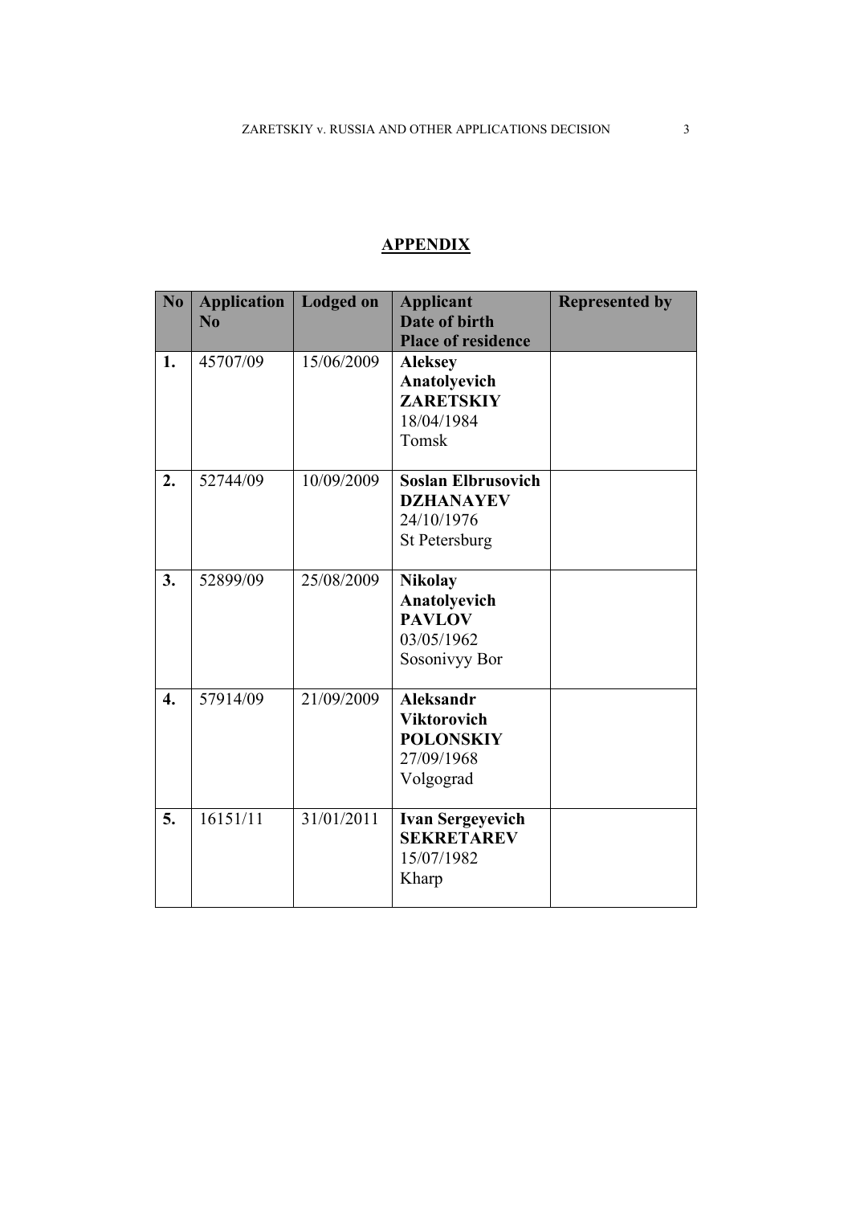## APPENDIX

| No | Application No | Lodged on | Applicant Date of birth Place of residence | Represented by |
|---|---|---|---|---|
| 1. | 45707/09 | 15/06/2009 | **Aleksey Anatolyevich ZARETSKIY** 18/04/1984 Tomsk | |
| 2. | 52744/09 | 10/09/2009 | **Soslan Elbrusovich DZHANAYEV** 24/10/1976 St Petersburg | |
| 3. | 52899/09 | 25/08/2009 | **Nikolay Anatolyevich PAVLOV** 03/05/1962 Sosonivyy Bor | |
| 4. | 57914/09 | 21/09/2009 | **Aleksandr Viktorovich POLONSKIY** 27/09/1968 Volgograd | |
| 5. | 16151/11 | 31/01/2011 | **Ivan Sergeyevich SEKRETAREV** 15/07/1982 Kharp | |